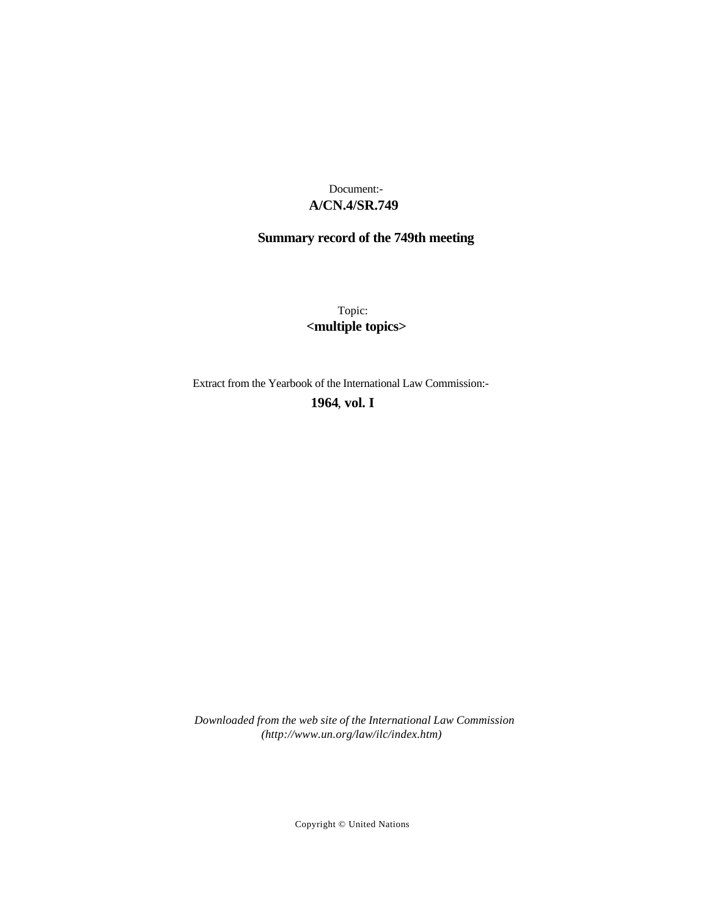Document:-
**A/CN.4/SR.749**

**Summary record of the 749th meeting**

Topic:
**<multiple topics>**

Extract from the Yearbook of the International Law Commission:-

**1964, vol. I**

*Downloaded from the web site of the International Law Commission (http://www.un.org/law/ilc/index.htm)*

Copyright © United Nations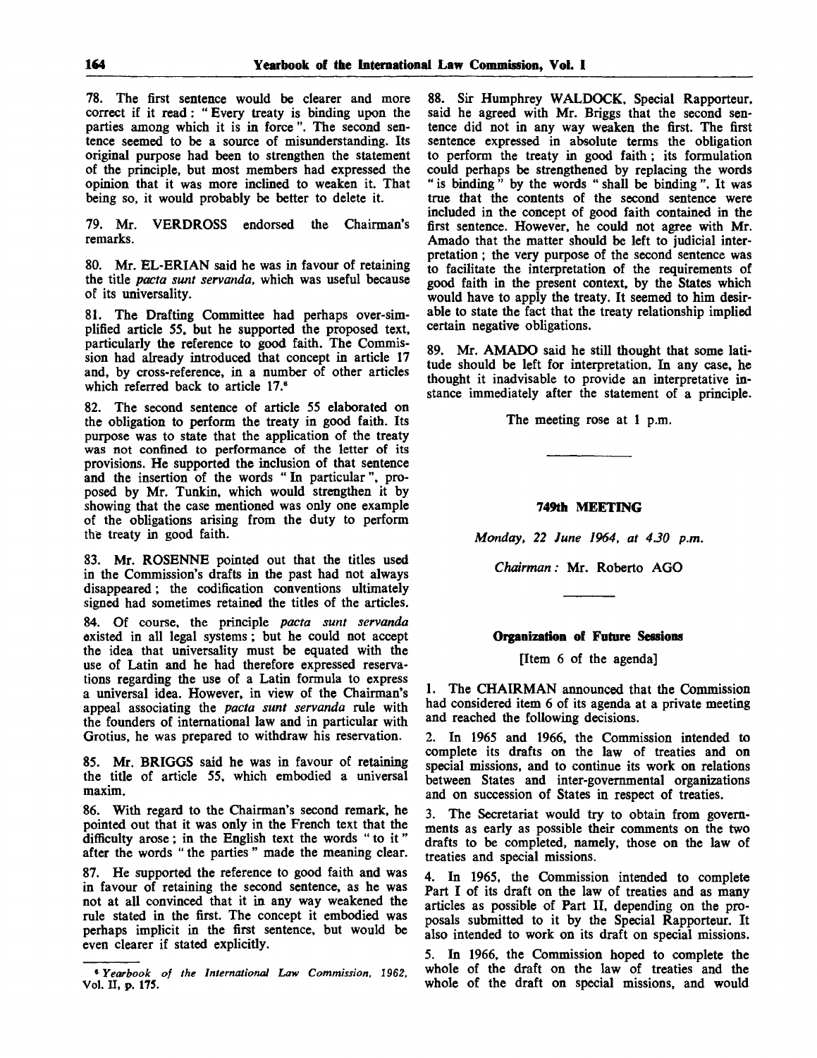78. The first sentence would be clearer and more correct if it read: "Every treaty is binding upon the parties among which it is in force". The second sentence seemed to be a source of misunderstanding. Its original purpose had been to strengthen the statement of the principle, but most members had expressed the opinion that it was more inclined to weaken it. That being so, it would probably be better to delete it.

79. Mr. VERDROSS endorsed the Chairman's remarks.

80. Mr. EL-ERIAN said he was in favour of retaining the title *pacta sunt servanda*, which was useful because of its universality.

81. The Drafting Committee had perhaps over-simplified article 55, but he supported the proposed text, particularly the reference to good faith. The Commission had already introduced that concept in article 17 and, by cross-reference, in a number of other articles which referred back to article 17.[6]

82. The second sentence of article 55 elaborated on the obligation to perform the treaty in good faith. Its purpose was to state that the application of the treaty was not confined to performance of the letter of its provisions. He supported the inclusion of that sentence and the insertion of the words "In particular", proposed by Mr. Tunkin, which would strengthen it by showing that the case mentioned was only one example of the obligations arising from the duty to perform the treaty in good faith.

83. Mr. ROSENNE pointed out that the titles used in the Commission's drafts in the past had not always disappeared; the codification conventions ultimately signed had sometimes retained the titles of the articles.

84. Of course, the principle *pacta sunt servanda* existed in all legal systems; but he could not accept the idea that universality must be equated with the use of Latin and he had therefore expressed reservations regarding the use of a Latin formula to express a universal idea. However, in view of the Chairman's appeal associating the *pacta sunt servanda* rule with the founders of international law and in particular with Grotius, he was prepared to withdraw his reservation.

85. Mr. BRIGGS said he was in favour of retaining the title of article 55, which embodied a universal maxim.

86. With regard to the Chairman's second remark, he pointed out that it was only in the French text that the difficulty arose; in the English text the words "to it" after the words "the parties" made the meaning clear.

87. He supported the reference to good faith and was in favour of retaining the second sentence, as he was not at all convinced that it in any way weakened the rule stated in the first. The concept it embodied was perhaps implicit in the first sentence, but would be even clearer if stated explicitly.

88. Sir Humphrey WALDOCK, Special Rapporteur, said he agreed with Mr. Briggs that the second sentence did not in any way weaken the first. The first sentence expressed in absolute terms the obligation to perform the treaty in good faith; its formulation could perhaps be strengthened by replacing the words "is binding" by the words "shall be binding". It was true that the contents of the second sentence were included in the concept of good faith contained in the first sentence. However, he could not agree with Mr. Amado that the matter should be left to judicial interpretation; the very purpose of the second sentence was to facilitate the interpretation of the requirements of good faith in the present context, by the States which would have to apply the treaty. It seemed to him desirable to state the fact that the treaty relationship implied certain negative obligations.

89. Mr. AMADO said he still thought that some latitude should be left for interpretation. In any case, he thought it inadvisable to provide an interpretative instance immediately after the statement of a principle.

The meeting rose at 1 p.m.

---

## 749th MEETING

*Monday, 22 June 1964, at 4.30 p.m.*

*Chairman:* Mr. Roberto AGO

---

### Organization of Future Sessions

[Item 6 of the agenda]

1. The CHAIRMAN announced that the Commission had considered item 6 of its agenda at a private meeting and reached the following decisions.

2. In 1965 and 1966, the Commission intended to complete its drafts on the law of treaties and on special missions, and to continue its work on relations between States and inter-governmental organizations and on succession of States in respect of treaties.

3. The Secretariat would try to obtain from governments as early as possible their comments on the two drafts to be completed, namely, those on the law of treaties and special missions.

4. In 1965, the Commission intended to complete Part I of its draft on the law of treaties and as many articles as possible of Part II, depending on the proposals submitted to it by the Special Rapporteur. It also intended to work on its draft on special missions.

5. In 1966, the Commission hoped to complete the whole of the draft on the law of treaties and the whole of the draft on special missions, and would

---

[6] *Yearbook of the International Law Commission, 1962*, Vol. II, p. 175.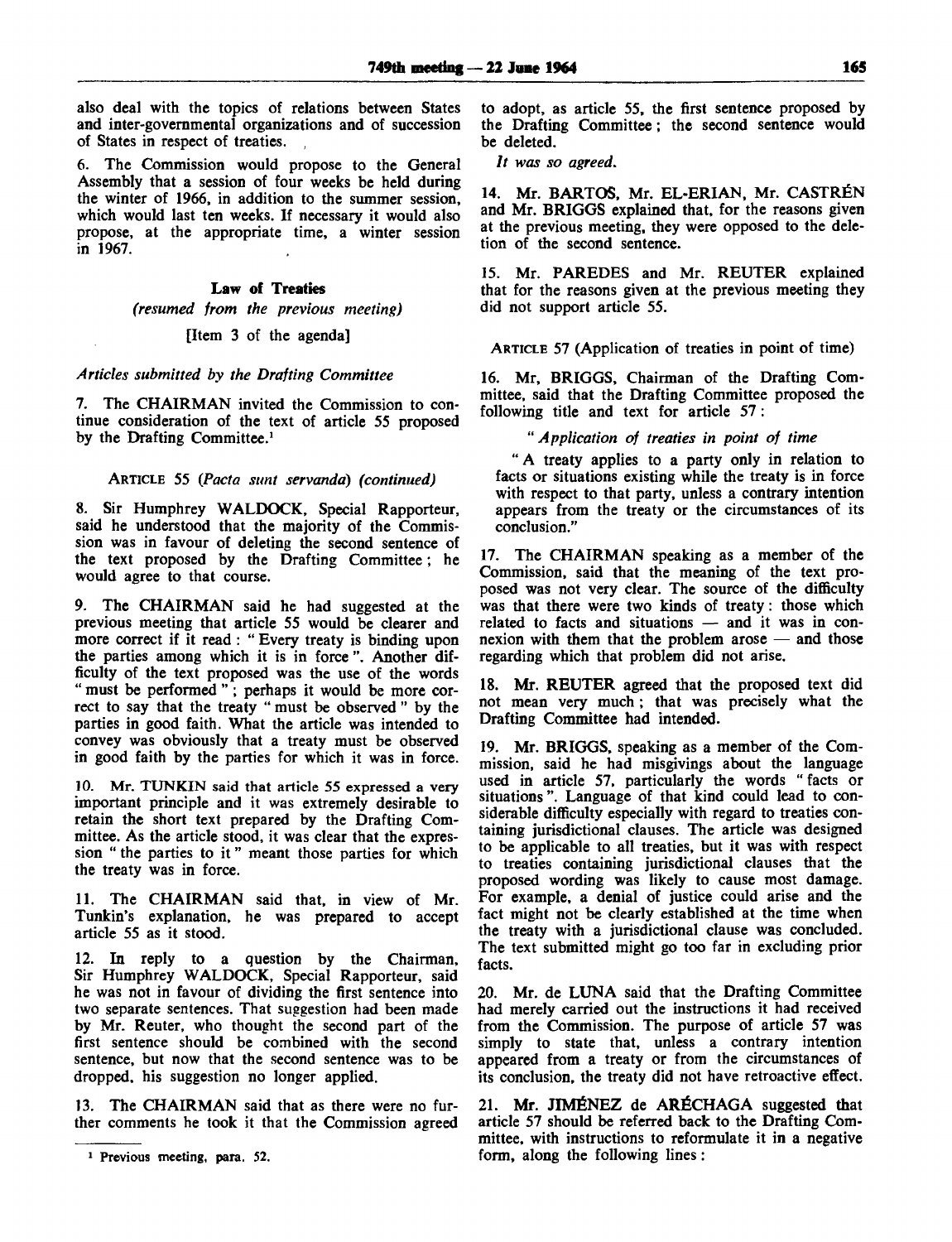also deal with the topics of relations between States and inter-governmental organizations and of succession of States in respect of treaties.

6. The Commission would propose to the General Assembly that a session of four weeks be held during the winter of 1966, in addition to the summer session, which would last ten weeks. If necessary it would also propose, at the appropriate time, a winter session in 1967.

## Law of Treaties

*(resumed from the previous meeting)*

[Item 3 of the agenda]

*Articles submitted by the Drafting Committee*

7. The CHAIRMAN invited the Commission to continue consideration of the text of article 55 proposed by the Drafting Committee.[1]

ARTICLE 55 (*Pacta sunt servanda*) (*continued*)

8. Sir Humphrey WALDOCK, Special Rapporteur, said he understood that the majority of the Commission was in favour of deleting the second sentence of the text proposed by the Drafting Committee; he would agree to that course.

9. The CHAIRMAN said he had suggested at the previous meeting that article 55 would be clearer and more correct if it read: "Every treaty is binding upon the parties among which it is in force". Another difficulty of the text proposed was the use of the words "must be performed"; perhaps it would be more correct to say that the treaty "must be observed" by the parties in good faith. What the article was intended to convey was obviously that a treaty must be observed in good faith by the parties for which it was in force.

10. Mr. TUNKIN said that article 55 expressed a very important principle and it was extremely desirable to retain the short text prepared by the Drafting Committee. As the article stood, it was clear that the expression "the parties to it" meant those parties for which the treaty was in force.

11. The CHAIRMAN said that, in view of Mr. Tunkin's explanation, he was prepared to accept article 55 as it stood.

12. In reply to a question by the Chairman, Sir Humphrey WALDOCK, Special Rapporteur, said he was not in favour of dividing the first sentence into two separate sentences. That suggestion had been made by Mr. Reuter, who thought the second part of the first sentence should be combined with the second sentence, but now that the second sentence was to be dropped, his suggestion no longer applied.

13. The CHAIRMAN said that as there were no further comments he took it that the Commission agreed to adopt, as article 55, the first sentence proposed by the Drafting Committee; the second sentence would be deleted.

*It was so agreed.*

14. Mr. BARTOS, Mr. EL-ERIAN, Mr. CASTRÉN and Mr. BRIGGS explained that, for the reasons given at the previous meeting, they were opposed to the deletion of the second sentence.

15. Mr. PAREDES and Mr. REUTER explained that for the reasons given at the previous meeting they did not support article 55.

ARTICLE 57 (Application of treaties in point of time)

16. Mr. BRIGGS, Chairman of the Drafting Committee, said that the Drafting Committee proposed the following title and text for article 57:

"*Application of treaties in point of time*

"A treaty applies to a party only in relation to facts or situations existing while the treaty is in force with respect to that party, unless a contrary intention appears from the treaty or the circumstances of its conclusion."

17. The CHAIRMAN speaking as a member of the Commission, said that the meaning of the text proposed was not very clear. The source of the difficulty was that there were two kinds of treaty: those which related to facts and situations — and it was in connexion with them that the problem arose — and those regarding which that problem did not arise.

18. Mr. REUTER agreed that the proposed text did not mean very much; that was precisely what the Drafting Committee had intended.

19. Mr. BRIGGS, speaking as a member of the Commission, said he had misgivings about the language used in article 57, particularly the words "facts or situations". Language of that kind could lead to considerable difficulty especially with regard to treaties containing jurisdictional clauses. The article was designed to be applicable to all treaties, but it was with respect to treaties containing jurisdictional clauses that the proposed wording was likely to cause most damage. For example, a denial of justice could arise and the fact might not be clearly established at the time when the treaty with a jurisdictional clause was concluded. The text submitted might go too far in excluding prior facts.

20. Mr. de LUNA said that the Drafting Committee had merely carried out the instructions it had received from the Commission. The purpose of article 57 was simply to state that, unless a contrary intention appeared from a treaty or from the circumstances of its conclusion, the treaty did not have retroactive effect.

21. Mr. JIMÉNEZ de ARÉCHAGA suggested that article 57 should be referred back to the Drafting Committee, with instructions to reformulate it in a negative form, along the following lines:

[1] Previous meeting, para. 52.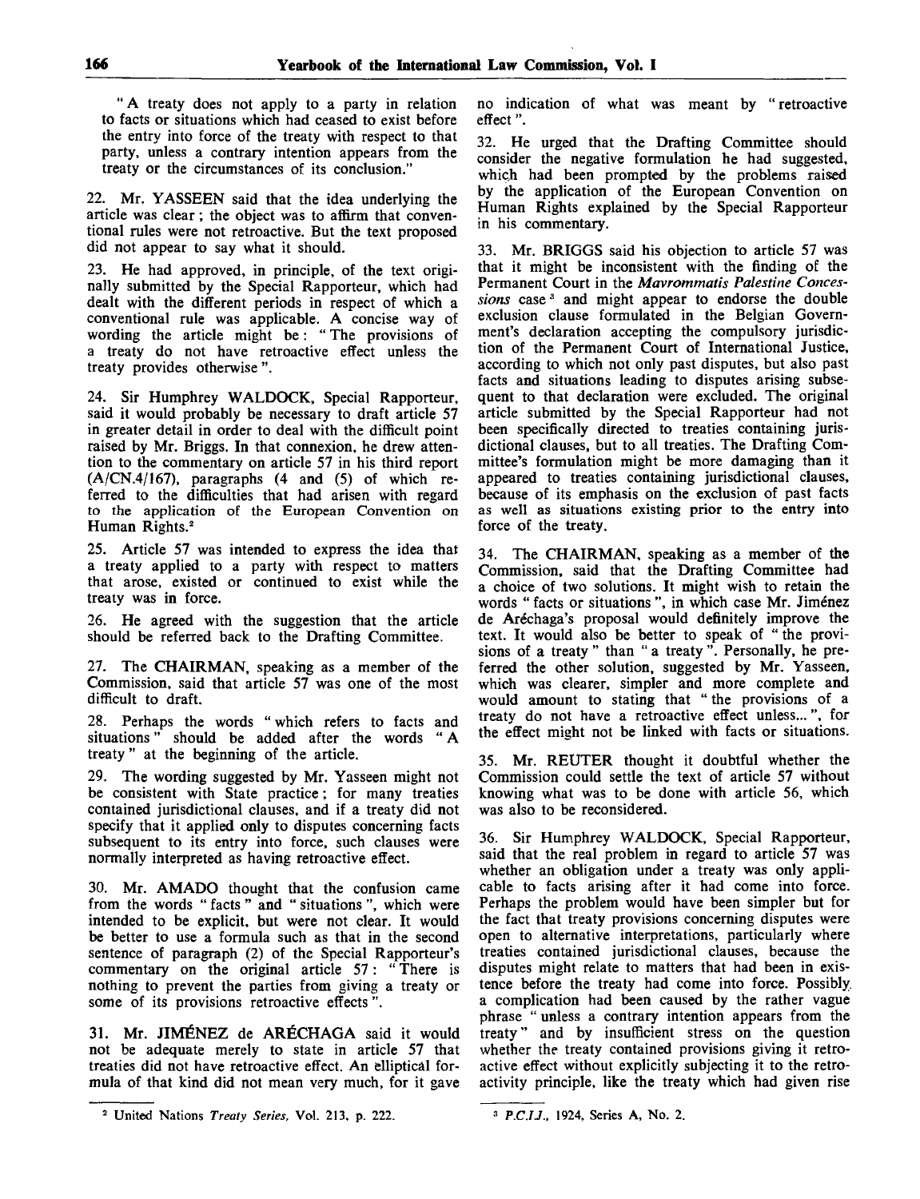"A treaty does not apply to a party in relation to facts or situations which had ceased to exist before the entry into force of the treaty with respect to that party, unless a contrary intention appears from the treaty or the circumstances of its conclusion."

22. Mr. YASSEEN said that the idea underlying the article was clear; the object was to affirm that conventional rules were not retroactive. But the text proposed did not appear to say what it should.

23. He had approved, in principle, of the text originally submitted by the Special Rapporteur, which had dealt with the different periods in respect of which a conventional rule was applicable. A concise way of wording the article might be: "The provisions of a treaty do not have retroactive effect unless the treaty provides otherwise".

24. Sir Humphrey WALDOCK, Special Rapporteur, said it would probably be necessary to draft article 57 in greater detail in order to deal with the difficult point raised by Mr. Briggs. In that connexion, he drew attention to the commentary on article 57 in his third report (A/CN.4/167), paragraphs (4 and (5) of which referred to the difficulties that had arisen with regard to the application of the European Convention on Human Rights.[2]

25. Article 57 was intended to express the idea that a treaty applied to a party with respect to matters that arose, existed or continued to exist while the treaty was in force.

26. He agreed with the suggestion that the article should be referred back to the Drafting Committee.

27. The CHAIRMAN, speaking as a member of the Commission, said that article 57 was one of the most difficult to draft.

28. Perhaps the words "which refers to facts and situations" should be added after the words "A treaty" at the beginning of the article.

29. The wording suggested by Mr. Yasseen might not be consistent with State practice; for many treaties contained jurisdictional clauses, and if a treaty did not specify that it applied only to disputes concerning facts subsequent to its entry into force, such clauses were normally interpreted as having retroactive effect.

30. Mr. AMADO thought that the confusion came from the words "facts" and "situations", which were intended to be explicit, but were not clear. It would be better to use a formula such as that in the second sentence of paragraph (2) of the Special Rapporteur's commentary on the original article 57: "There is nothing to prevent the parties from giving a treaty or some of its provisions retroactive effects".

31. Mr. JIMÉNEZ de ARÉCHAGA said it would not be adequate merely to state in article 57 that treaties did not have retroactive effect. An elliptical formula of that kind did not mean very much, for it gave no indication of what was meant by "retroactive effect".

32. He urged that the Drafting Committee should consider the negative formulation he had suggested, which had been prompted by the problems raised by the application of the European Convention on Human Rights explained by the Special Rapporteur in his commentary.

33. Mr. BRIGGS said his objection to article 57 was that it might be inconsistent with the finding of the Permanent Court in the *Mavrommatis Palestine Concessions* case[3] and might appear to endorse the double exclusion clause formulated in the Belgian Government's declaration accepting the compulsory jurisdiction of the Permanent Court of International Justice, according to which not only past disputes, but also past facts and situations leading to disputes arising subsequent to that declaration were excluded. The original article submitted by the Special Rapporteur had not been specifically directed to treaties containing jurisdictional clauses, but to all treaties. The Drafting Committee's formulation might be more damaging than it appeared to treaties containing jurisdictional clauses, because of its emphasis on the exclusion of past facts as well as situations existing prior to the entry into force of the treaty.

34. The CHAIRMAN, speaking as a member of the Commission, said that the Drafting Committee had a choice of two solutions. It might wish to retain the words "facts or situations", in which case Mr. Jiménez de Aréchaga's proposal would definitely improve the text. It would also be better to speak of "the provisions of a treaty" than "a treaty". Personally, he preferred the other solution, suggested by Mr. Yasseen, which was clearer, simpler and more complete and would amount to stating that "the provisions of a treaty do not have a retroactive effect unless...", for the effect might not be linked with facts or situations.

35. Mr. REUTER thought it doubtful whether the Commission could settle the text of article 57 without knowing what was to be done with article 56, which was also to be reconsidered.

36. Sir Humphrey WALDOCK, Special Rapporteur, said that the real problem in regard to article 57 was whether an obligation under a treaty was only applicable to facts arising after it had come into force. Perhaps the problem would have been simpler but for the fact that treaty provisions concerning disputes were open to alternative interpretations, particularly where treaties contained jurisdictional clauses, because the disputes might relate to matters that had been in existence before the treaty had come into force. Possibly, a complication had been caused by the rather vague phrase "unless a contrary intention appears from the treaty" and by insufficient stress on the question whether the treaty contained provisions giving it retroactive effect without explicitly subjecting it to the retroactivity principle, like the treaty which had given rise

---

[2] United Nations *Treaty Series*, Vol. 213, p. 222.

[3] *P.C.I.J.*, 1924, Series A, No. 2.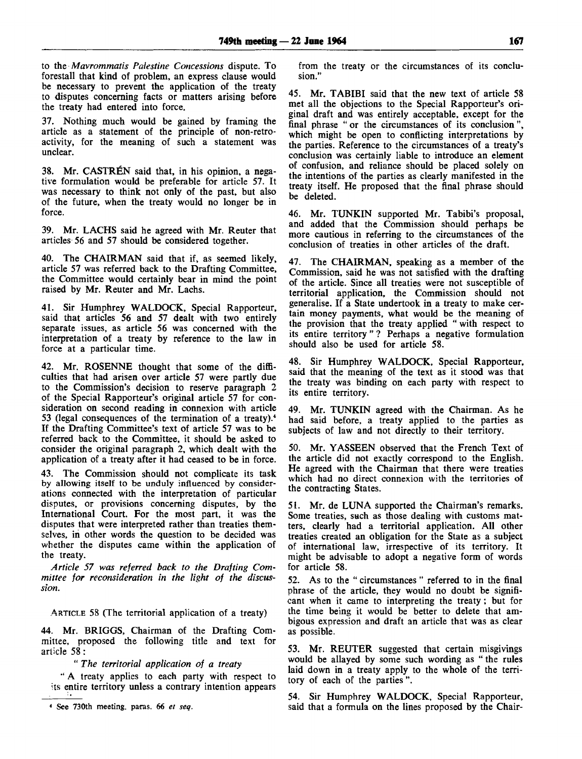to the *Mavrommatis Palestine Concessions* dispute. To forestall that kind of problem, an express clause would be necessary to prevent the application of the treaty to disputes concerning facts or matters arising before the treaty had entered into force.

37. Nothing much would be gained by framing the article as a statement of the principle of non-retroactivity, for the meaning of such a statement was unclear.

38. Mr. CASTRÉN said that, in his opinion, a negative formulation would be preferable for article 57. It was necessary to think not only of the past, but also of the future, when the treaty would no longer be in force.

39. Mr. LACHS said he agreed with Mr. Reuter that articles 56 and 57 should be considered together.

40. The CHAIRMAN said that if, as seemed likely, article 57 was referred back to the Drafting Committee, the Committee would certainly bear in mind the point raised by Mr. Reuter and Mr. Lachs.

41. Sir Humphrey WALDOCK, Special Rapporteur, said that articles 56 and 57 dealt with two entirely separate issues, as article 56 was concerned with the interpretation of a treaty by reference to the law in force at a particular time.

42. Mr. ROSENNE thought that some of the difficulties that had arisen over article 57 were partly due to the Commission's decision to reserve paragraph 2 of the Special Rapporteur's original article 57 for consideration on second reading in connexion with article 53 (legal consequences of the termination of a treaty).[4] If the Drafting Committee's text of article 57 was to be referred back to the Committee, it should be asked to consider the original paragraph 2, which dealt with the application of a treaty after it had ceased to be in force.

43. The Commission should not complicate its task by allowing itself to be unduly influenced by considerations connected with the interpretation of particular disputes, or provisions concerning disputes, by the International Court. For the most part, it was the disputes that were interpreted rather than treaties themselves, in other words the question to be decided was whether the disputes came within the application of the treaty.

*Article 57 was referred back to the Drafting Committee for reconsideration in the light of the discussion.*

ARTICLE 58 (The territorial application of a treaty)

44. Mr. BRIGGS, Chairman of the Drafting Committee, proposed the following title and text for article 58:

"*The territorial application of a treaty*

"A treaty applies to each party with respect to its entire territory unless a contrary intention appears from the treaty or the circumstances of its conclusion."

45. Mr. TABIBI said that the new text of article 58 met all the objections to the Special Rapporteur's original draft and was entirely acceptable, except for the final phrase "or the circumstances of its conclusion", which might be open to conflicting interpretations by the parties. Reference to the circumstances of a treaty's conclusion was certainly liable to introduce an element of confusion, and reliance should be placed solely on the intentions of the parties as clearly manifested in the treaty itself. He proposed that the final phrase should be deleted.

46. Mr. TUNKIN supported Mr. Tabibi's proposal, and added that the Commission should perhaps be more cautious in referring to the circumstances of the conclusion of treaties in other articles of the draft.

47. The CHAIRMAN, speaking as a member of the Commission, said he was not satisfied with the drafting of the article. Since all treaties were not susceptible of territorial application, the Commission should not generalise. If a State undertook in a treaty to make certain money payments, what would be the meaning of the provision that the treaty applied "with respect to its entire territory"? Perhaps a negative formulation should also be used for article 58.

48. Sir Humphrey WALDOCK, Special Rapporteur, said that the meaning of the text as it stood was that the treaty was binding on each party with respect to its entire territory.

49. Mr. TUNKIN agreed with the Chairman. As he had said before, a treaty applied to the parties as subjects of law and not directly to their territory.

50. Mr. YASSEEN observed that the French Text of the article did not exactly correspond to the English. He agreed with the Chairman that there were treaties which had no direct connexion with the territories of the contracting States.

51. Mr. de LUNA supported the Chairman's remarks. Some treaties, such as those dealing with customs matters, clearly had a territorial application. All other treaties created an obligation for the State as a subject of international law, irrespective of its territory. It might be advisable to adopt a negative form of words for article 58.

52. As to the "circumstances" referred to in the final phrase of the article, they would no doubt be significant when it came to interpreting the treaty; but for the time being it would be better to delete that ambigous expression and draft an article that was as clear as possible.

53. Mr. REUTER suggested that certain misgivings would be allayed by some such wording as "the rules laid down in a treaty apply to the whole of the territory of each of the parties".

54. Sir Humphrey WALDOCK, Special Rapporteur, said that a formula on the lines proposed by the Chair-

[4] See 730th meeting, paras. 66 *et seq.*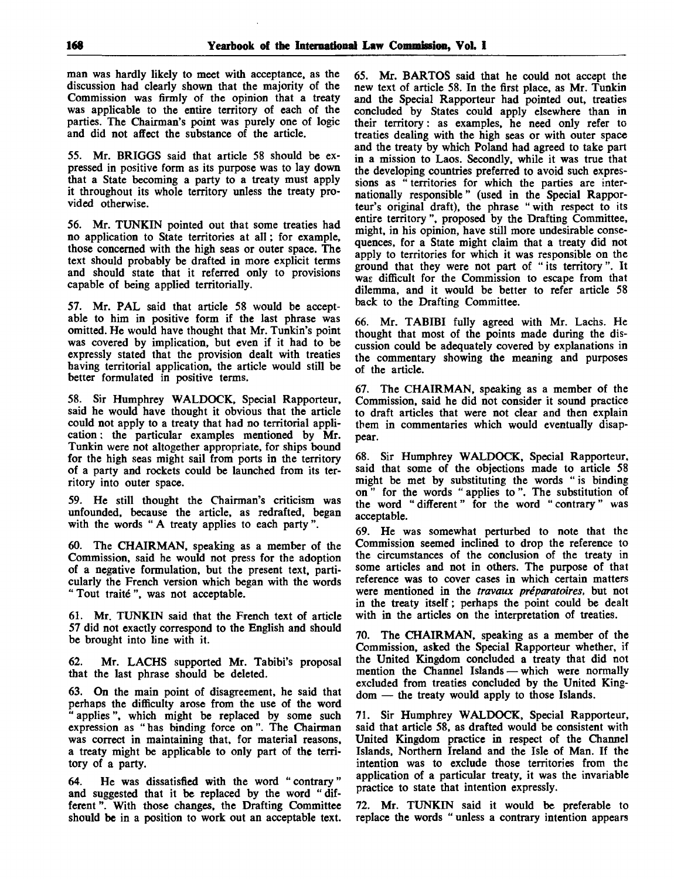man was hardly likely to meet with acceptance, as the discussion had clearly shown that the majority of the Commission was firmly of the opinion that a treaty was applicable to the entire territory of each of the parties. The Chairman's point was purely one of logic and did not affect the substance of the article.

55. Mr. BRIGGS said that article 58 should be expressed in positive form as its purpose was to lay down that a State becoming a party to a treaty must apply it throughout its whole territory unless the treaty provided otherwise.

56. Mr. TUNKIN pointed out that some treaties had no application to State territories at all; for example, those concerned with the high seas or outer space. The text should probably be drafted in more explicit terms and should state that it referred only to provisions capable of being applied territorially.

57. Mr. PAL said that article 58 would be acceptable to him in positive form if the last phrase was omitted. He would have thought that Mr. Tunkin's point was covered by implication, but even if it had to be expressly stated that the provision dealt with treaties having territorial application, the article would still be better formulated in positive terms.

58. Sir Humphrey WALDOCK, Special Rapporteur, said he would have thought it obvious that the article could not apply to a treaty that had no territorial application: the particular examples mentioned by Mr. Tunkin were not altogether appropriate, for ships bound for the high seas might sail from ports in the territory of a party and rockets could be launched from its territory into outer space.

59. He still thought the Chairman's criticism was unfounded, because the article, as redrafted, began with the words " A treaty applies to each party ".

60. The CHAIRMAN, speaking as a member of the Commission, said he would not press for the adoption of a negative formulation, but the present text, particularly the French version which began with the words " Tout traité ", was not acceptable.

61. Mr. TUNKIN said that the French text of article 57 did not exactly correspond to the English and should be brought into line with it.

62. Mr. LACHS supported Mr. Tabibi's proposal that the last phrase should be deleted.

63. On the main point of disagreement, he said that perhaps the difficulty arose from the use of the word " applies ", which might be replaced by some such expression as " has binding force on ". The Chairman was correct in maintaining that, for material reasons, a treaty might be applicable to only part of the territory of a party.

64. He was dissatisfied with the word " contrary " and suggested that it be replaced by the word " different ". With those changes, the Drafting Committee should be in a position to work out an acceptable text.

65. Mr. BARTOŠ said that he could not accept the new text of article 58. In the first place, as Mr. Tunkin and the Special Rapporteur had pointed out, treaties concluded by States could apply elsewhere than in their territory: as examples, he need only refer to treaties dealing with the high seas or with outer space and the treaty by which Poland had agreed to take part in a mission to Laos. Secondly, while it was true that the developing countries preferred to avoid such expressions as " territories for which the parties are internationally responsible " (used in the Special Rapporteur's original draft), the phrase " with respect to its entire territory ", proposed by the Drafting Committee, might, in his opinion, have still more undesirable consequences, for a State might claim that a treaty did not apply to territories for which it was responsible on the ground that they were not part of " its territory ". It was difficult for the Commission to escape from that dilemma, and it would be better to refer article 58 back to the Drafting Committee.

66. Mr. TABIBI fully agreed with Mr. Lachs. He thought that most of the points made during the discussion could be adequately covered by explanations in the commentary showing the meaning and purposes of the article.

67. The CHAIRMAN, speaking as a member of the Commission, said he did not consider it sound practice to draft articles that were not clear and then explain them in commentaries which would eventually disappear.

68. Sir Humphrey WALDOCK, Special Rapporteur, said that some of the objections made to article 58 might be met by substituting the words " is binding on " for the words " applies to ". The substitution of the word " different " for the word " contrary " was acceptable.

69. He was somewhat perturbed to note that the Commission seemed inclined to drop the reference to the circumstances of the conclusion of the treaty in some articles and not in others. The purpose of that reference was to cover cases in which certain matters were mentioned in the *travaux préparatoires*, but not in the treaty itself; perhaps the point could be dealt with in the articles on the interpretation of treaties.

70. The CHAIRMAN, speaking as a member of the Commission, asked the Special Rapporteur whether, if the United Kingdom concluded a treaty that did not mention the Channel Islands — which were normally excluded from treaties concluded by the United Kingdom — the treaty would apply to those Islands.

71. Sir Humphrey WALDOCK, Special Rapporteur, said that article 58, as drafted would be consistent with United Kingdom practice in respect of the Channel Islands, Northern Ireland and the Isle of Man. If the intention was to exclude those territories from the application of a particular treaty, it was the invariable practice to state that intention expressly.

72. Mr. TUNKIN said it would be preferable to replace the words " unless a contrary intention appears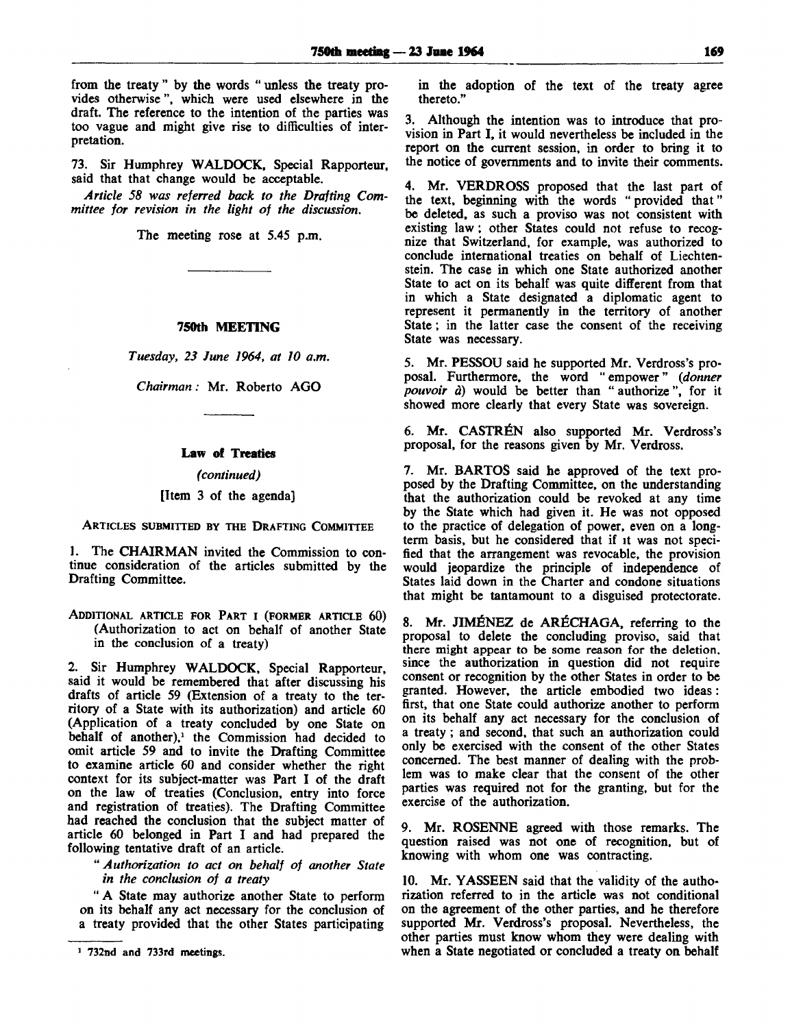from the treaty" by the words "unless the treaty provides otherwise", which were used elsewhere in the draft. The reference to the intention of the parties was too vague and might give rise to difficulties of interpretation.

73. Sir Humphrey WALDOCK, Special Rapporteur, said that that change would be acceptable.

*Article 58 was referred back to the Drafting Committee for revision in the light of the discussion.*

The meeting rose at 5.45 p.m.

## 750th MEETING

*Tuesday, 23 June 1964, at 10 a.m.*

*Chairman:* Mr. Roberto AGO

### Law of Treaties

*(continued)*

[Item 3 of the agenda]

ARTICLES SUBMITTED BY THE DRAFTING COMMITTEE

1. The CHAIRMAN invited the Commission to continue consideration of the articles submitted by the Drafting Committee.

ADDITIONAL ARTICLE FOR PART I (FORMER ARTICLE 60) (Authorization to act on behalf of another State in the conclusion of a treaty)

2. Sir Humphrey WALDOCK, Special Rapporteur, said it would be remembered that after discussing his drafts of article 59 (Extension of a treaty to the territory of a State with its authorization) and article 60 (Application of a treaty concluded by one State on behalf of another),[1] the Commission had decided to omit article 59 and to invite the Drafting Committee to examine article 60 and consider whether the right context for its subject-matter was Part I of the draft on the law of treaties (Conclusion, entry into force and registration of treaties). The Drafting Committee had reached the conclusion that the subject matter of article 60 belonged in Part I and had prepared the following tentative draft of an article.

> "*Authorization to act on behalf of another State in the conclusion of a treaty*
>
> "A State may authorize another State to perform on its behalf any act necessary for the conclusion of a treaty provided that the other States participating in the adoption of the text of the treaty agree thereto."

3. Although the intention was to introduce that provision in Part I, it would nevertheless be included in the report on the current session, in order to bring it to the notice of governments and to invite their comments.

4. Mr. VERDROSS proposed that the last part of the text, beginning with the words "provided that" be deleted, as such a proviso was not consistent with existing law; other States could not refuse to recognize that Switzerland, for example, was authorized to conclude international treaties on behalf of Liechtenstein. The case in which one State authorized another State to act on its behalf was quite different from that in which a State designated a diplomatic agent to represent it permanently in the territory of another State; in the latter case the consent of the receiving State was necessary.

5. Mr. PESSOU said he supported Mr. Verdross's proposal. Furthermore, the word "empower" (*donner pouvoir à*) would be better than "authorize", for it showed more clearly that every State was sovereign.

6. Mr. CASTRÉN also supported Mr. Verdross's proposal, for the reasons given by Mr. Verdross.

7. Mr. BARTOS said he approved of the text proposed by the Drafting Committee, on the understanding that the authorization could be revoked at any time by the State which had given it. He was not opposed to the practice of delegation of power, even on a long-term basis, but he considered that if it was not specified that the arrangement was revocable, the provision would jeopardize the principle of independence of States laid down in the Charter and condone situations that might be tantamount to a disguised protectorate.

8. Mr. JIMÉNEZ de ARÉCHAGA, referring to the proposal to delete the concluding proviso, said that there might appear to be some reason for the deletion, since the authorization in question did not require consent or recognition by the other States in order to be granted. However, the article embodied two ideas: first, that one State could authorize another to perform on its behalf any act necessary for the conclusion of a treaty; and second, that such an authorization could only be exercised with the consent of the other States concerned. The best manner of dealing with the problem was to make clear that the consent of the other parties was required not for the granting, but for the exercise of the authorization.

9. Mr. ROSENNE agreed with those remarks. The question raised was not one of recognition, but of knowing with whom one was contracting.

10. Mr. YASSEEN said that the validity of the authorization referred to in the article was not conditional on the agreement of the other parties, and he therefore supported Mr. Verdross's proposal. Nevertheless, the other parties must know whom they were dealing with when a State negotiated or concluded a treaty on behalf

[1] 732nd and 733rd meetings.